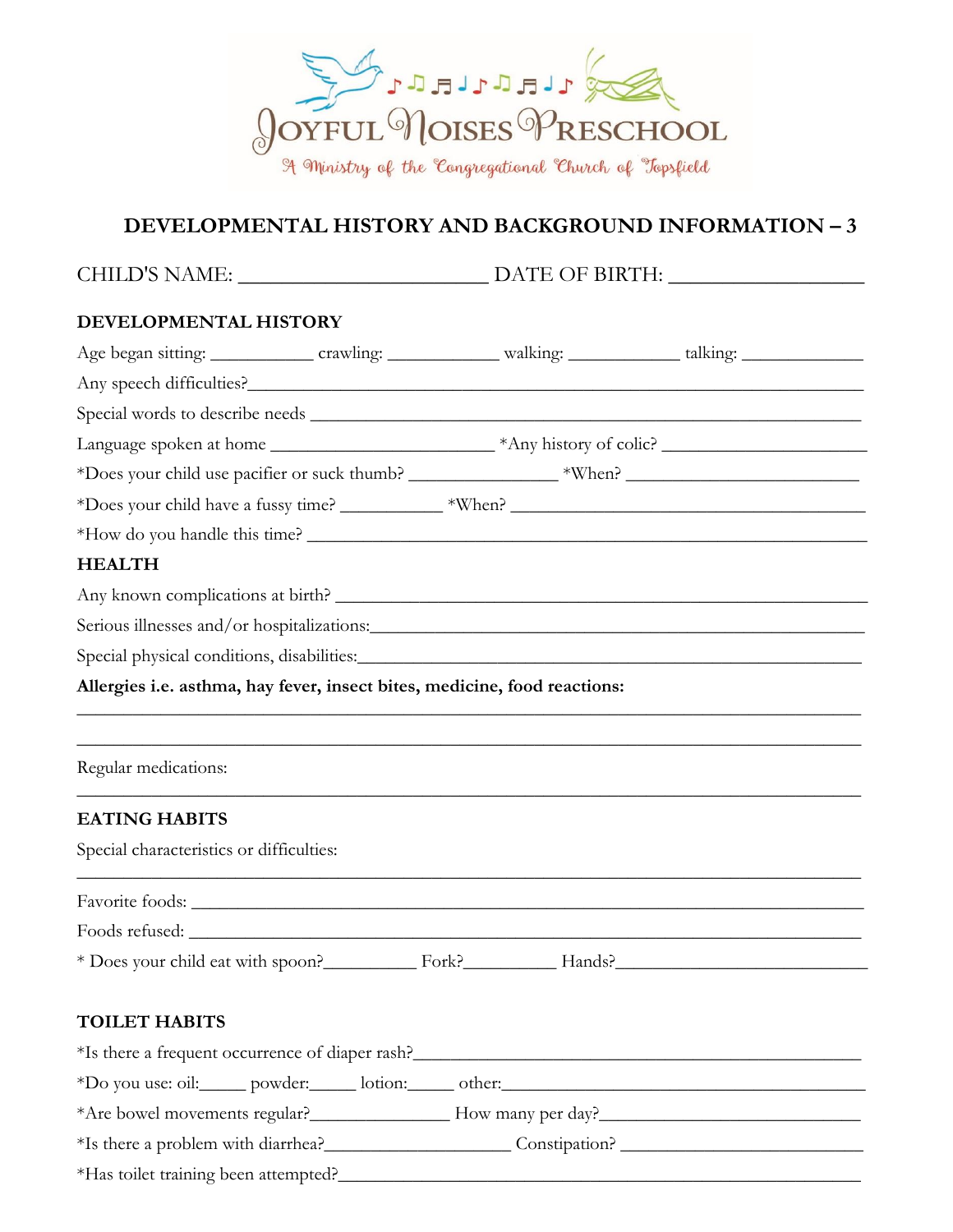# Joyful Noises Preschool

A Ministry of the Congregational Church of Topsfield

## DEVELOPMENTAL HISTORY AND BACKGROUND INFORMATION – 3

CHILD'S NAME: ________________________ DATE OF BIRTH: ___________________

### DEVELOPMENTAL HISTORY

Age began sitting: ___________ crawling: ____________ walking: ____________ talking: _____________

Any speech difficulties?_____________________________________________________________________

Special words to describe needs _________________________________________________________________

Language spoken at home ________________________ *Any history of colic? ______________________

*Does your child use pacifier or suck thumb? ________________ *When? _________________________

*Does your child have a fussy time? ___________ *When? _______________________________________

*How do you handle this time? ____________________________________________________________

### HEALTH

Any known complications at birth? _________________________________________________________

Serious illnesses and/or hospitalizations:_____________________________________________________

Special physical conditions, disabilities:_____________________________________________________

**Allergies i.e. asthma, hay fever, insect bites, medicine, food reactions:**

_____________________________________________________________________________________

_____________________________________________________________________________________

Regular medications:

_____________________________________________________________________________________

### EATING HABITS

Special characteristics or difficulties:

_____________________________________________________________________________________

Favorite foods: ________________________________________________________________________

Foods refused: ________________________________________________________________________

* Does your child eat with spoon?__________ Fork?__________ Hands?____________________________

### TOILET HABITS

*Is there a frequent occurrence of diaper rash?___________________________________________________

*Do you use: oil:_____ powder:_____ lotion:_____ other:__________________________________________

*Are bowel movements regular?_______________ How many per day?____________________________

*Is there a problem with diarrhea?___________________ Constipation? __________________________

*Has toilet training been attempted?_________________________________________________________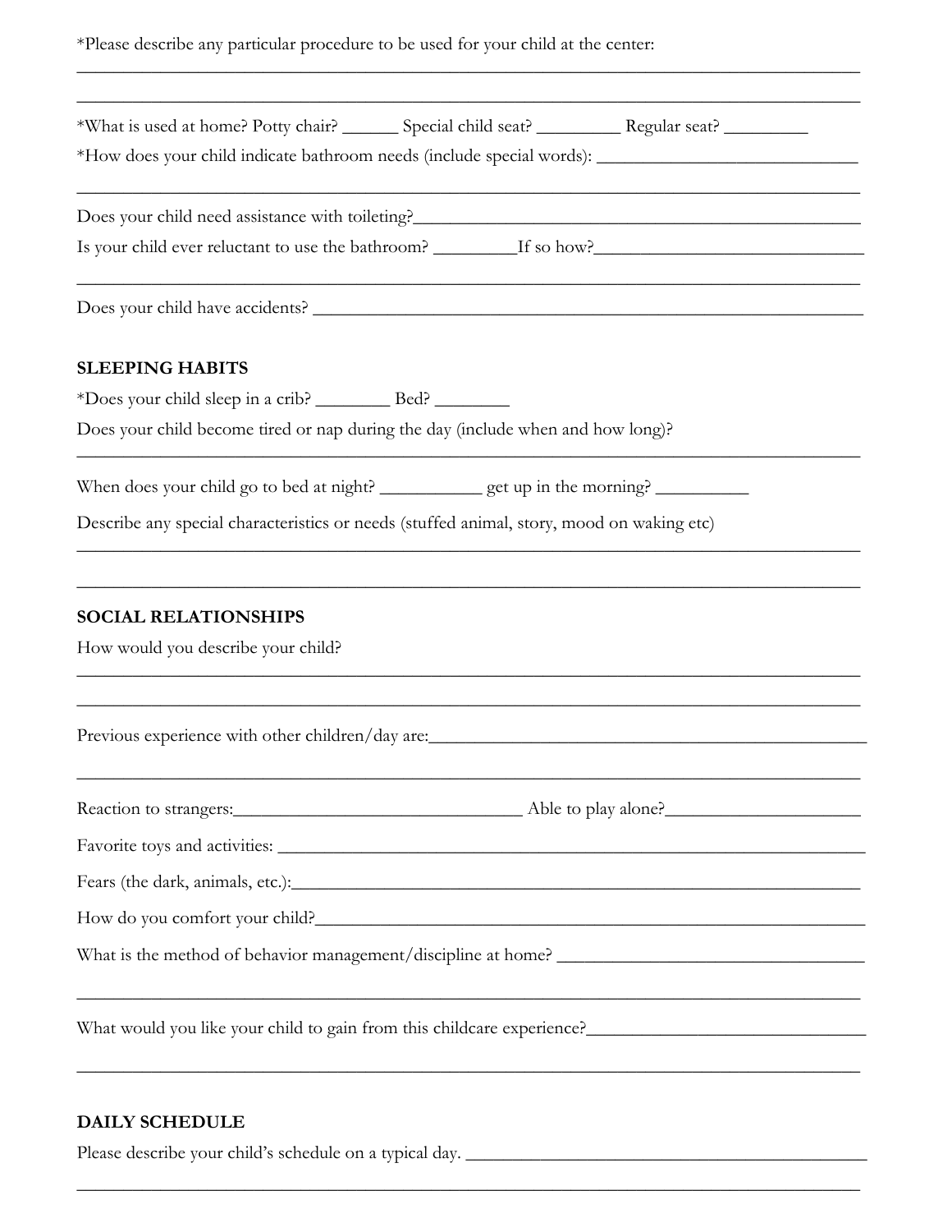*Please describe any particular procedure to be used for your child at the center:

______________________________________________________________________________________

______________________________________________________________________________________

*What is used at home? Potty chair? ______ Special child seat? _________ Regular seat? _________

*How does your child indicate bathroom needs (include special words): _____________________________

______________________________________________________________________________________

Does your child need assistance with toileting?_______________________________________________

Is your child ever reluctant to use the bathroom? _________If so how?_____________________________

______________________________________________________________________________________

Does your child have accidents? _____________________________________________________________

## SLEEPING HABITS

*Does your child sleep in a crib? ________ Bed? ________

Does your child become tired or nap during the day (include when and how long)?

______________________________________________________________________________________

When does your child go to bed at night? ___________ get up in the morning? __________

Describe any special characteristics or needs (stuffed animal, story, mood on waking etc)

______________________________________________________________________________________

______________________________________________________________________________________

## SOCIAL RELATIONSHIPS

How would you describe your child?

______________________________________________________________________________________

______________________________________________________________________________________

Previous experience with other children/day are:_______________________________________________

______________________________________________________________________________________

Reaction to strangers:_______________________________ Able to play alone?_____________________

Favorite toys and activities: ___________________________________________________________

Fears (the dark, animals, etc.):_________________________________________________________

How do you comfort your child?_______________________________________________________

What is the method of behavior management/discipline at home? _________________________________

______________________________________________________________________________________

What would you like your child to gain from this childcare experience?______________________________

______________________________________________________________________________________

## DAILY SCHEDULE

Please describe your child's schedule on a typical day. ____________________________________________

______________________________________________________________________________________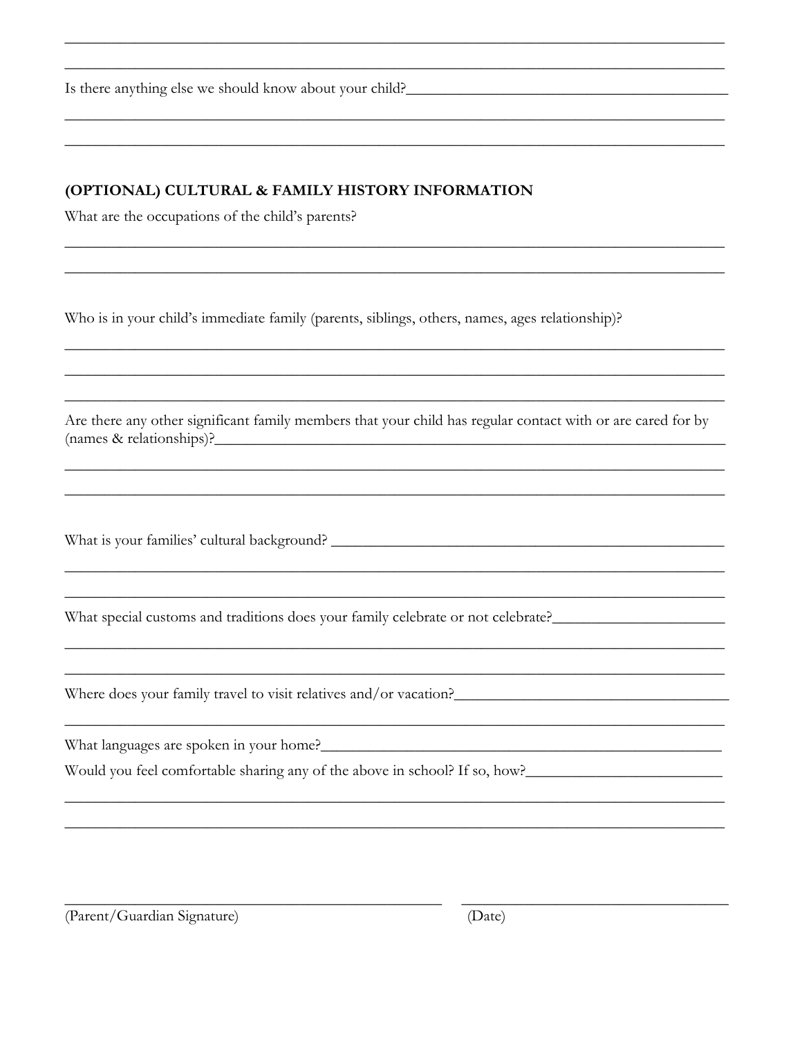Is there anything else we should know about your child?

## (OPTIONAL) CULTURAL & FAMILY HISTORY INFORMATION

What are the occupations of the child's parents?

Who is in your child's immediate family (parents, siblings, others, names, ages relationship)?

Are there any other significant family members that your child has regular contact with or are cared for by (names & relationships)?

What is your families' cultural background?

What special customs and traditions does your family celebrate or not celebrate?

Where does your family travel to visit relatives and/or vacation?

What languages are spoken in your home?

Would you feel comfortable sharing any of the above in school? If so, how?

(Parent/Guardian Signature)　　　　　　　　(Date)